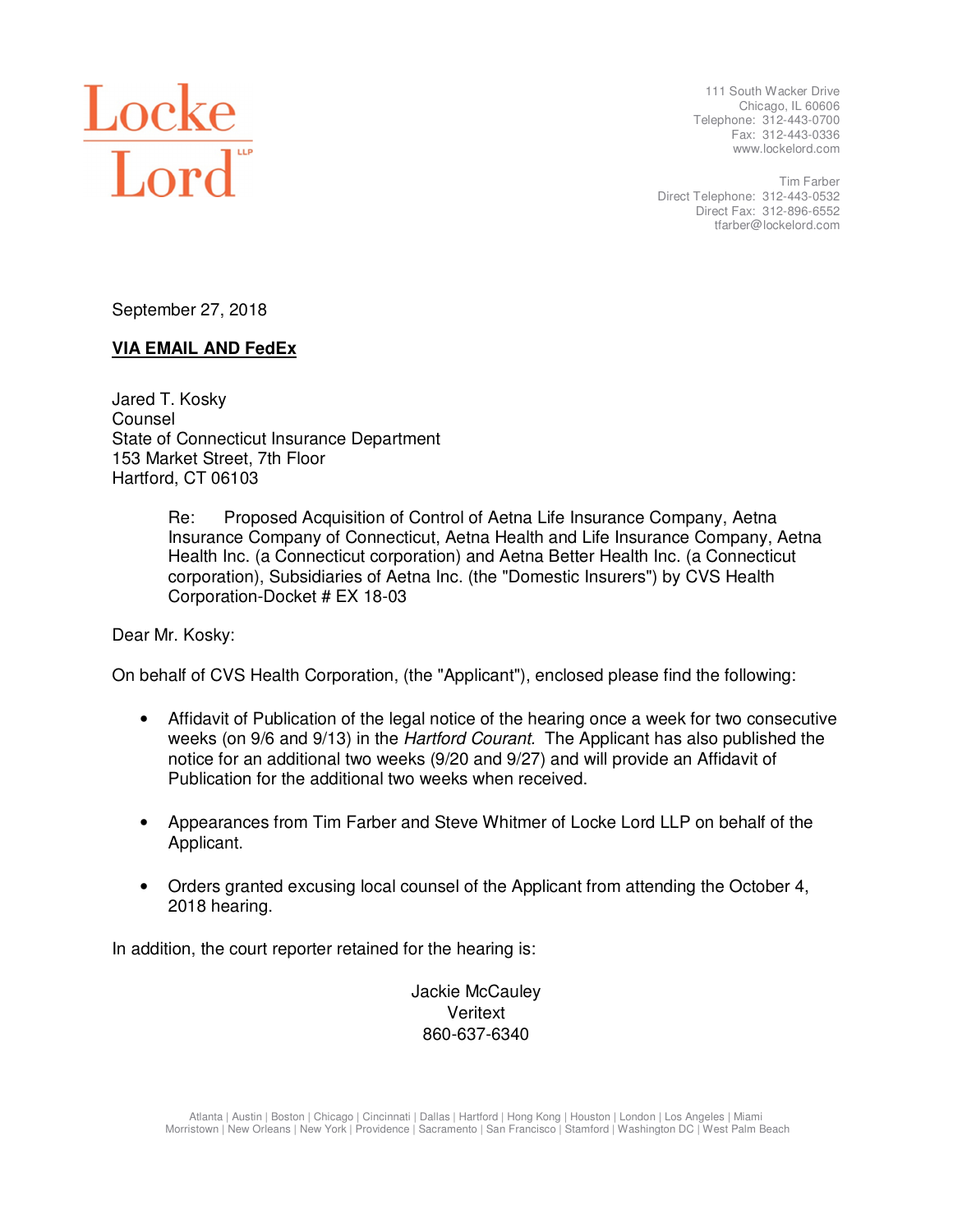Locke Lord LLP

111 South Wacker Drive
Chicago, IL 60606
Telephone: 312-443-0700
Fax: 312-443-0336
www.lockelord.com

Tim Farber
Direct Telephone: 312-443-0532
Direct Fax: 312-896-6552
tfarber@lockelord.com

September 27, 2018

**VIA EMAIL AND FedEx**

Jared T. Kosky
Counsel
State of Connecticut Insurance Department
153 Market Street, 7th Floor
Hartford, CT 06103

Re: Proposed Acquisition of Control of Aetna Life Insurance Company, Aetna Insurance Company of Connecticut, Aetna Health and Life Insurance Company, Aetna Health Inc. (a Connecticut corporation) and Aetna Better Health Inc. (a Connecticut corporation), Subsidiaries of Aetna Inc. (the "Domestic Insurers") by CVS Health Corporation-Docket # EX 18-03

Dear Mr. Kosky:

On behalf of CVS Health Corporation, (the "Applicant"), enclosed please find the following:

- Affidavit of Publication of the legal notice of the hearing once a week for two consecutive weeks (on 9/6 and 9/13) in the *Hartford Courant*. The Applicant has also published the notice for an additional two weeks (9/20 and 9/27) and will provide an Affidavit of Publication for the additional two weeks when received.
- Appearances from Tim Farber and Steve Whitmer of Locke Lord LLP on behalf of the Applicant.
- Orders granted excusing local counsel of the Applicant from attending the October 4, 2018 hearing.

In addition, the court reporter retained for the hearing is:

Jackie McCauley
Veritext
860-637-6340

Atlanta | Austin | Boston | Chicago | Cincinnati | Dallas | Hartford | Hong Kong | Houston | London | Los Angeles | Miami
Morristown | New Orleans | New York | Providence | Sacramento | San Francisco | Stamford | Washington DC | West Palm Beach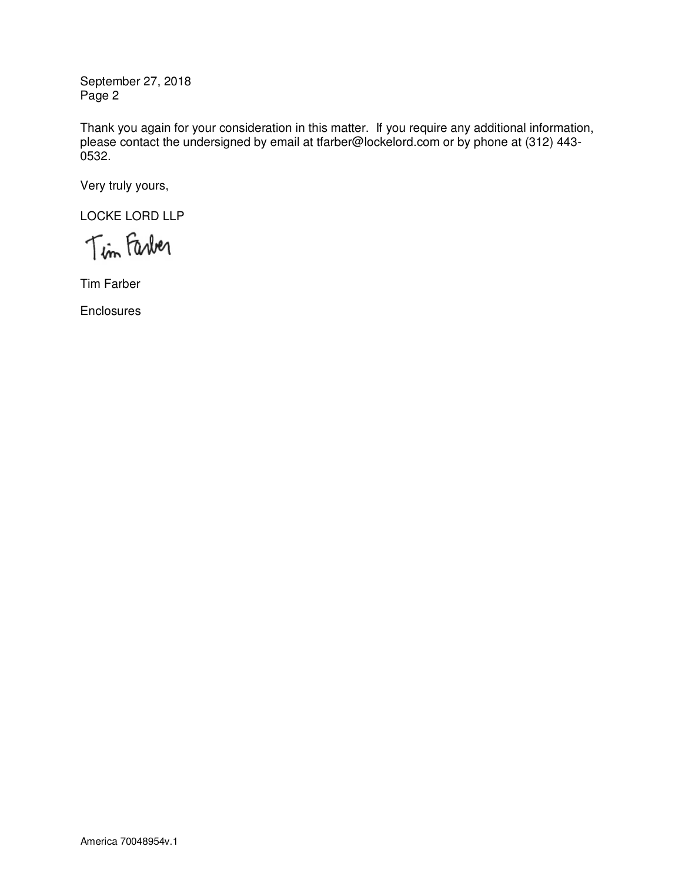Thank you again for your consideration in this matter. If you require any additional information, please contact the undersigned by email at tfarber@lockelord.com or by phone at (312) 443-0532.

Very truly yours,

LOCKE LORD LLP

Tim Farber

Tim Farber

Enclosures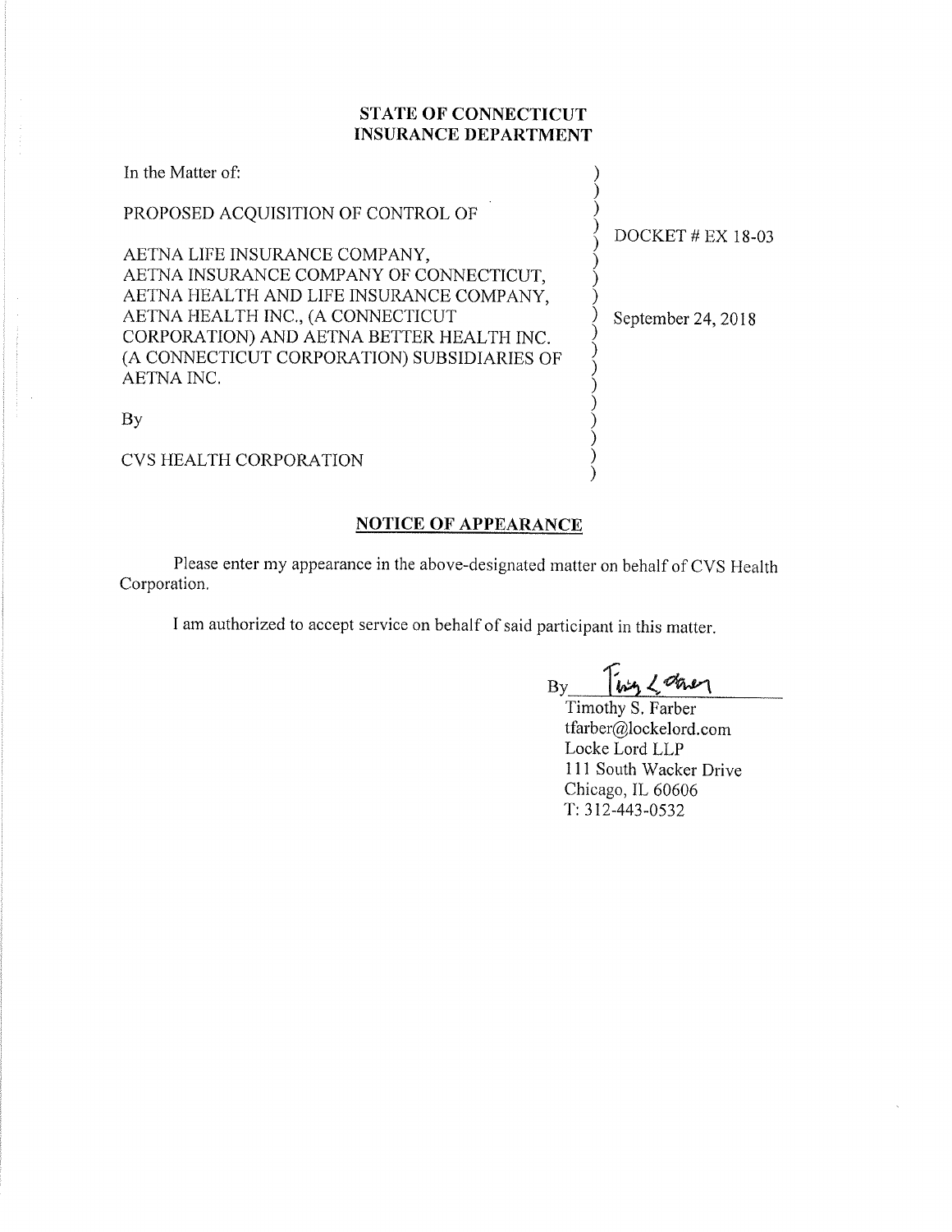**STATE OF CONNECTICUT**
**INSURANCE DEPARTMENT**

| | |
|---|---|
| In the Matter of:<br><br>PROPOSED ACQUISITION OF CONTROL OF<br><br>AETNA LIFE INSURANCE COMPANY,<br>AETNA INSURANCE COMPANY OF CONNECTICUT,<br>AETNA HEALTH AND LIFE INSURANCE COMPANY,<br>AETNA HEALTH INC., (A CONNECTICUT CORPORATION) AND AETNA BETTER HEALTH INC. (A CONNECTICUT CORPORATION) SUBSIDIARIES OF AETNA INC.<br><br>By<br><br>CVS HEALTH CORPORATION | DOCKET # EX 18-03<br><br>September 24, 2018 |

## NOTICE OF APPEARANCE

Please enter my appearance in the above-designated matter on behalf of CVS Health Corporation.

I am authorized to accept service on behalf of said participant in this matter.

By [signature]
Timothy S. Farber
tfarber@lockelord.com
Locke Lord LLP
111 South Wacker Drive
Chicago, IL 60606
T: 312-443-0532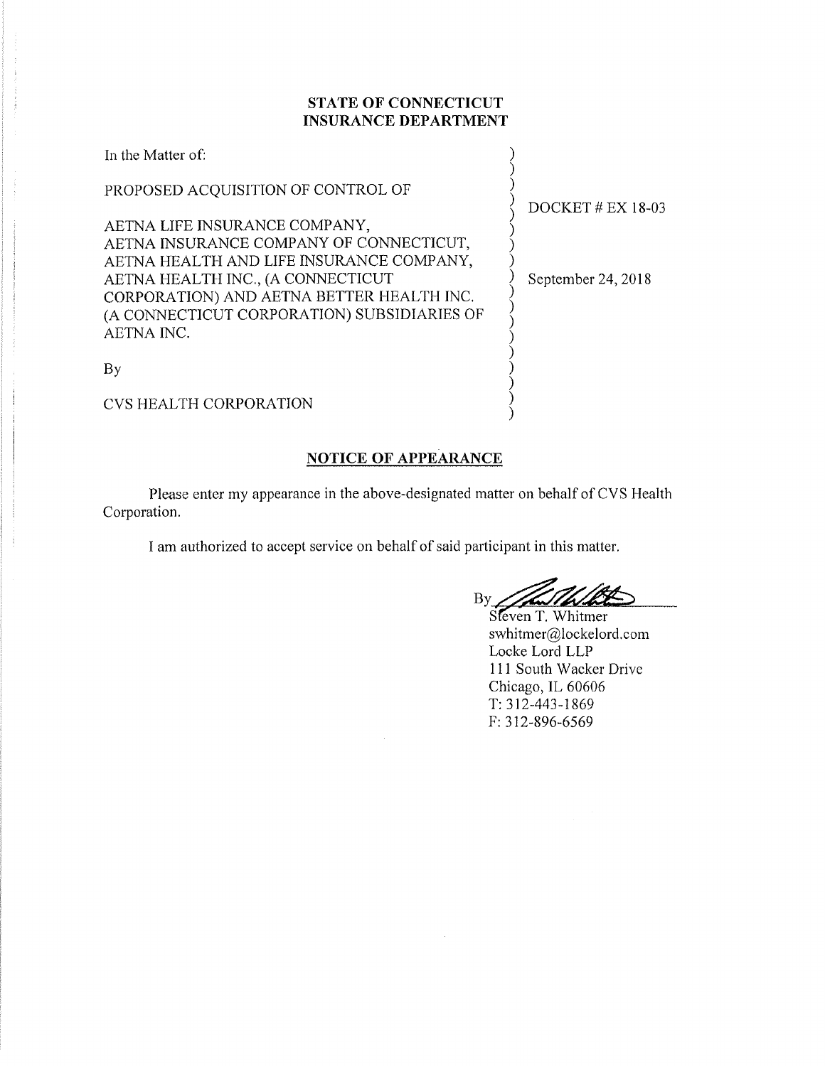**STATE OF CONNECTICUT**
**INSURANCE DEPARTMENT**

| | |
|---|---|
| In the Matter of: | |
| PROPOSED ACQUISITION OF CONTROL OF | DOCKET # EX 18-03 |
| AETNA LIFE INSURANCE COMPANY, AETNA INSURANCE COMPANY OF CONNECTICUT, AETNA HEALTH AND LIFE INSURANCE COMPANY, AETNA HEALTH INC., (A CONNECTICUT CORPORATION) AND AETNA BETTER HEALTH INC. (A CONNECTICUT CORPORATION) SUBSIDIARIES OF AETNA INC. | September 24, 2018 |
| By | |
| CVS HEALTH CORPORATION | |

**NOTICE OF APPEARANCE**

Please enter my appearance in the above-designated matter on behalf of CVS Health Corporation.

I am authorized to accept service on behalf of said participant in this matter.

By ________________
Steven T. Whitmer
swhitmer@lockelord.com
Locke Lord LLP
111 South Wacker Drive
Chicago, IL 60606
T: 312-443-1869
F: 312-896-6569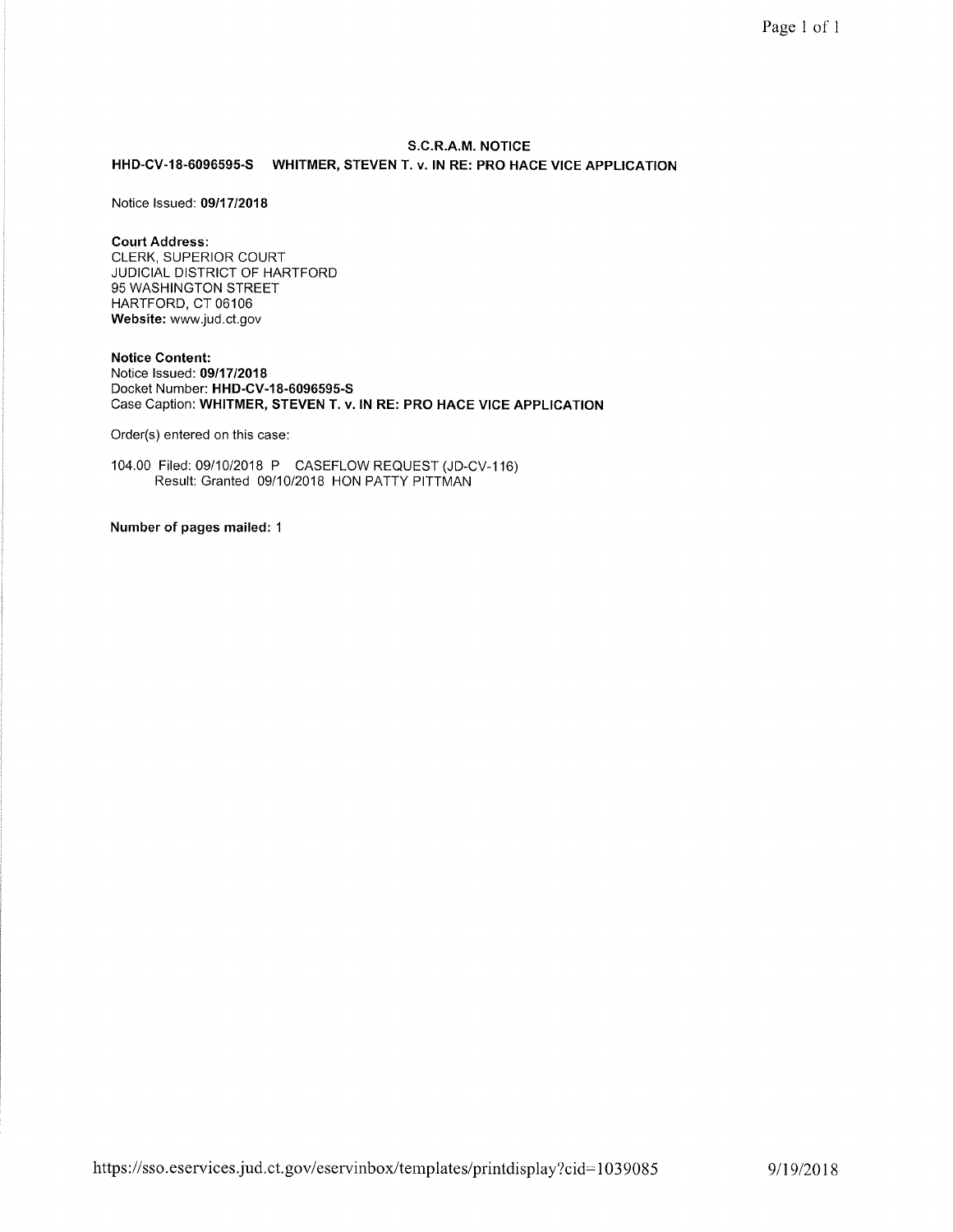## S.C.R.A.M. NOTICE

**HHD-CV-18-6096595-S WHITMER, STEVEN T. v. IN RE: PRO HACE VICE APPLICATION**

Notice Issued: **09/17/2018**

**Court Address:**
CLERK, SUPERIOR COURT
JUDICIAL DISTRICT OF HARTFORD
95 WASHINGTON STREET
HARTFORD, CT 06106
**Website:** www.jud.ct.gov

**Notice Content:**
Notice Issued: **09/17/2018**
Docket Number: **HHD-CV-18-6096595-S**
Case Caption: **WHITMER, STEVEN T. v. IN RE: PRO HACE VICE APPLICATION**

Order(s) entered on this case:

104.00 Filed: 09/10/2018 P CASEFLOW REQUEST (JD-CV-116)
Result: Granted 09/10/2018 HON PATTY PITTMAN

**Number of pages mailed:** 1

https://sso.eservices.jud.ct.gov/eservinbox/templates/printdisplay?cid=1039085 9/19/2018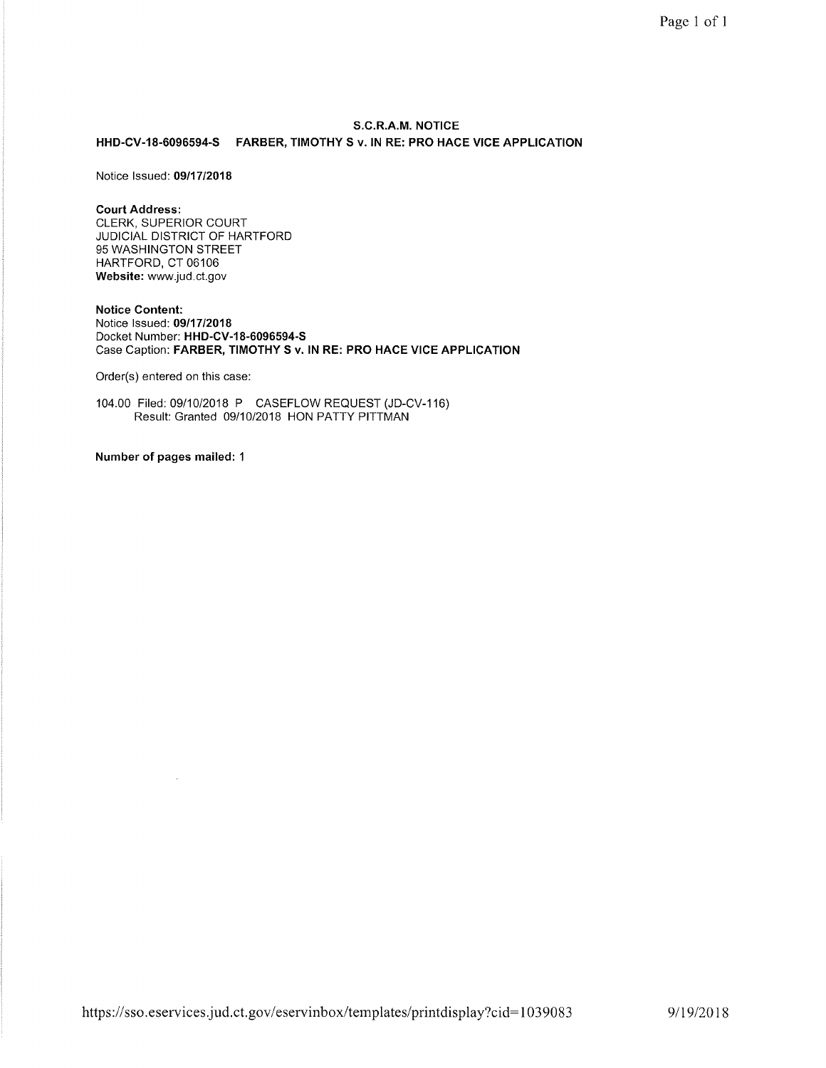## S.C.R.A.M. NOTICE

**HHD-CV-18-6096594-S FARBER, TIMOTHY S v. IN RE: PRO HACE VICE APPLICATION**

Notice Issued: **09/17/2018**

**Court Address:**
CLERK, SUPERIOR COURT
JUDICIAL DISTRICT OF HARTFORD
95 WASHINGTON STREET
HARTFORD, CT 06106
**Website:** www.jud.ct.gov

**Notice Content:**
Notice Issued: **09/17/2018**
Docket Number: **HHD-CV-18-6096594-S**
Case Caption: **FARBER, TIMOTHY S v. IN RE: PRO HACE VICE APPLICATION**

Order(s) entered on this case:

104.00 Filed: 09/10/2018 P CASEFLOW REQUEST (JD-CV-116)
Result: Granted 09/10/2018 HON PATTY PITTMAN

**Number of pages mailed:** 1

https://sso.eservices.jud.ct.gov/eservinbox/templates/printdisplay?cid=1039083 9/19/2018